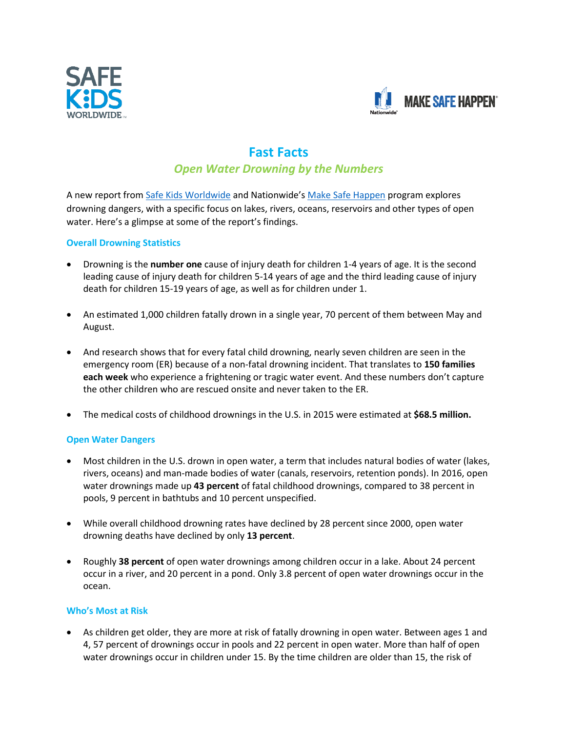# Fast Facts

## *Open Water Drowning by the Numbers*

A new report from [Safe Kids Worldwide]() and Nationwide's [Make Safe Happen]() program explores drowning dangers, with a specific focus on lakes, rivers, oceans, reservoirs and other types of open water. Here's a glimpse at some of the report's findings.

### Overall Drowning Statistics

- Drowning is the **number one** cause of injury death for children 1-4 years of age. It is the second leading cause of injury death for children 5-14 years of age and the third leading cause of injury death for children 15-19 years of age, as well as for children under 1.

- An estimated 1,000 children fatally drown in a single year, 70 percent of them between May and August.

- And research shows that for every fatal child drowning, nearly seven children are seen in the emergency room (ER) because of a non-fatal drowning incident. That translates to **150 families each week** who experience a frightening or tragic water event. And these numbers don't capture the other children who are rescued onsite and never taken to the ER.

- The medical costs of childhood drownings in the U.S. in 2015 were estimated at **$68.5 million.**

### Open Water Dangers

- Most children in the U.S. drown in open water, a term that includes natural bodies of water (lakes, rivers, oceans) and man-made bodies of water (canals, reservoirs, retention ponds). In 2016, open water drownings made up **43 percent** of fatal childhood drownings, compared to 38 percent in pools, 9 percent in bathtubs and 10 percent unspecified.

- While overall childhood drowning rates have declined by 28 percent since 2000, open water drowning deaths have declined by only **13 percent**.

- Roughly **38 percent** of open water drownings among children occur in a lake. About 24 percent occur in a river, and 20 percent in a pond. Only 3.8 percent of open water drownings occur in the ocean.

### Who's Most at Risk

- As children get older, they are more at risk of fatally drowning in open water. Between ages 1 and 4, 57 percent of drownings occur in pools and 22 percent in open water. More than half of open water drownings occur in children under 15. By the time children are older than 15, the risk of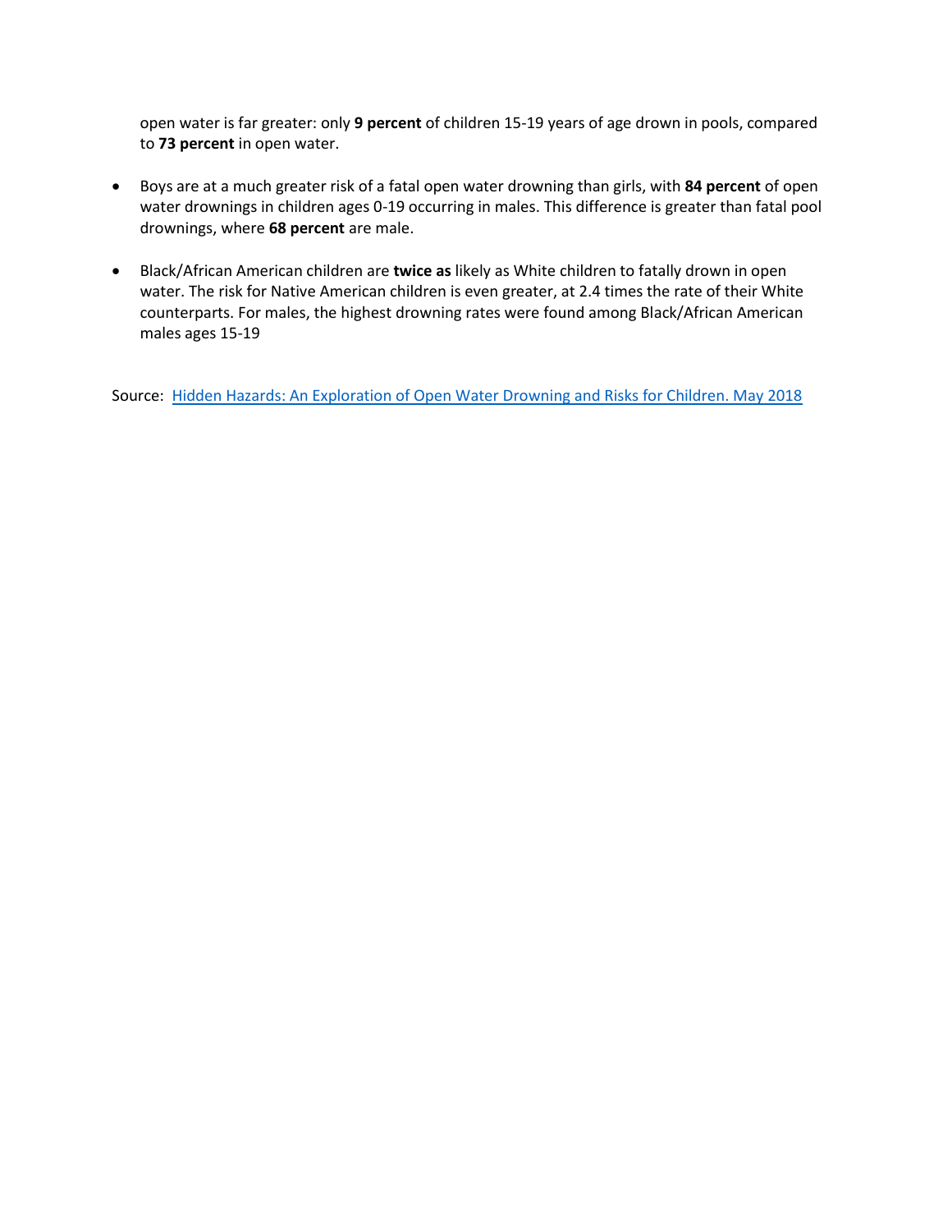open water is far greater: only **9 percent** of children 15-19 years of age drown in pools, compared to **73 percent** in open water.

- Boys are at a much greater risk of a fatal open water drowning than girls, with **84 percent** of open water drownings in children ages 0-19 occurring in males. This difference is greater than fatal pool drownings, where **68 percent** are male.

- Black/African American children are **twice as** likely as White children to fatally drown in open water. The risk for Native American children is even greater, at 2.4 times the rate of their White counterparts. For males, the highest drowning rates were found among Black/African American males ages 15-19

Source: [Hidden Hazards: An Exploration of Open Water Drowning and Risks for Children. May 2018]